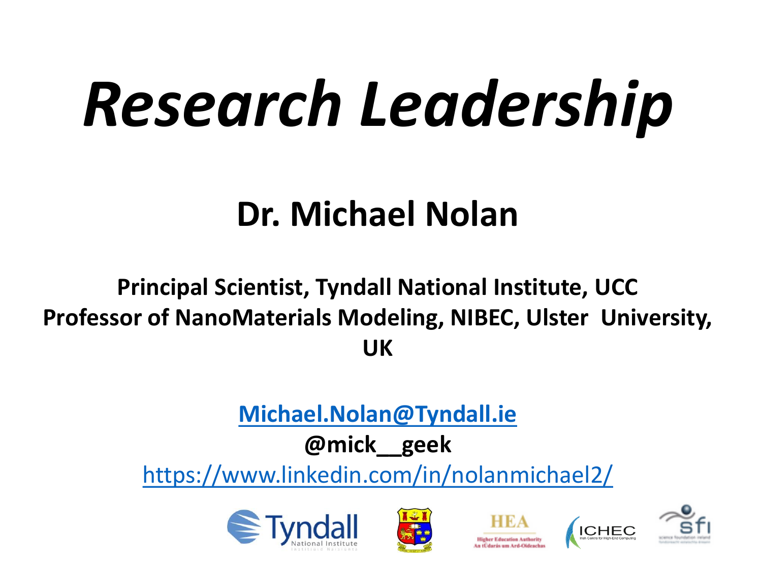# *Research Leadership*

## Dr. Michael Nolan

**Principal Scientist, Tyndall National Institute, UCC**
**Professor of NanoMaterials Modeling, NIBEC, Ulster University, UK**

**Michael.Nolan@Tyndall.ie**

**@mick__geek**

https://www.linkedin.com/in/nolanmichael2/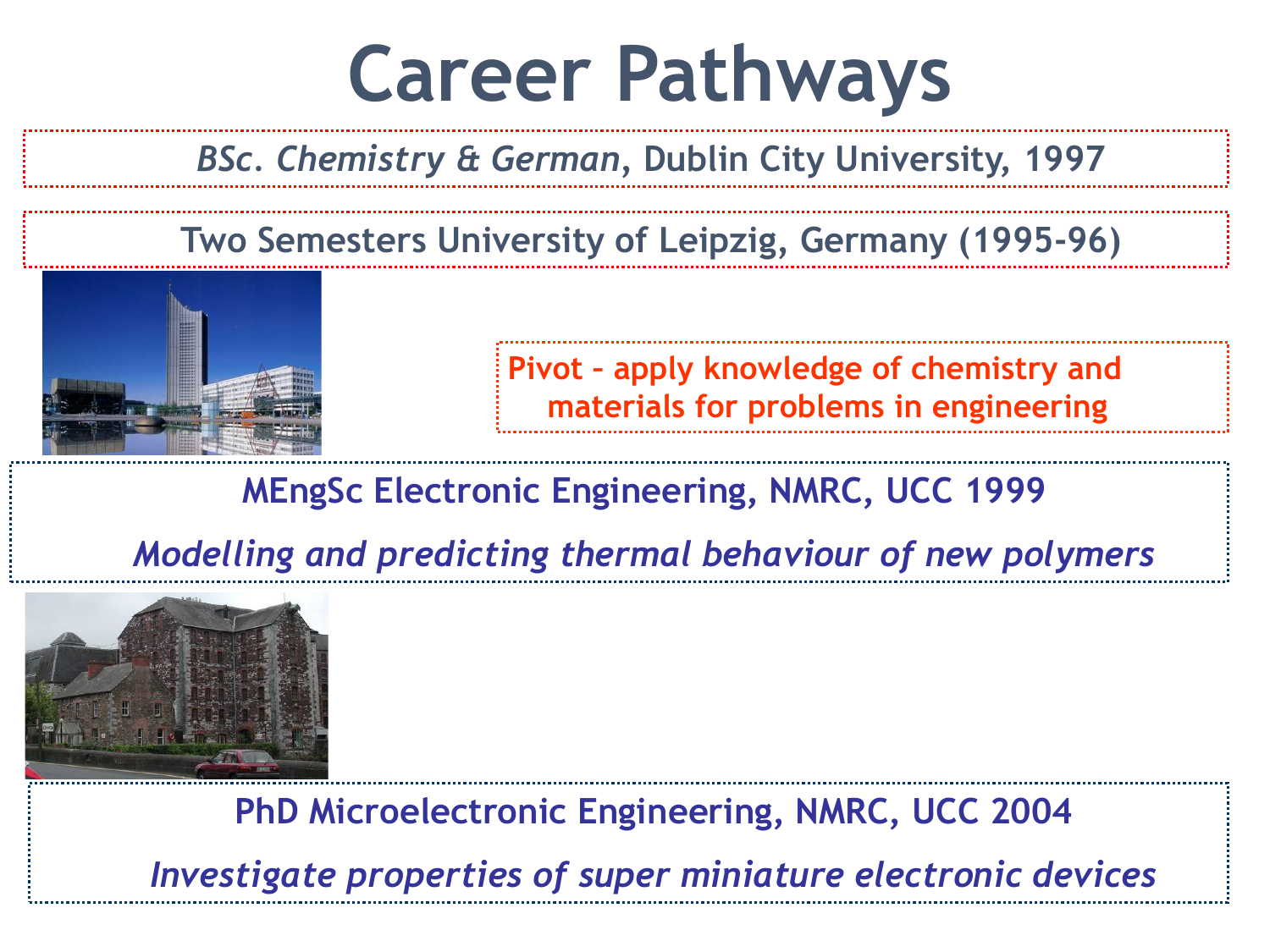# Career Pathways

*BSc. Chemistry & German*, Dublin City University, 1997

Two Semesters University of Leipzig, Germany (1995-96)

Pivot – apply knowledge of chemistry and materials for problems in engineering

MEngSc Electronic Engineering, NMRC, UCC 1999

*Modelling and predicting thermal behaviour of new polymers*

PhD Microelectronic Engineering, NMRC, UCC 2004

*Investigate properties of super miniature electronic devices*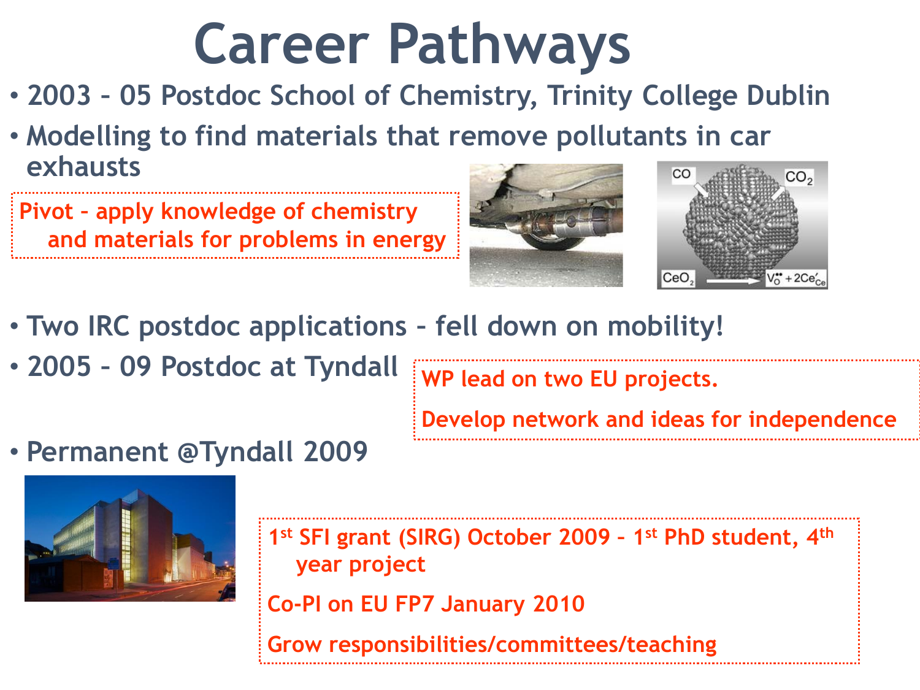# Career Pathways

- 2003 – 05 Postdoc School of Chemistry, Trinity College Dublin
- Modelling to find materials that remove pollutants in car exhausts

Pivot – apply knowledge of chemistry and materials for problems in energy

- Two IRC postdoc applications – fell down on mobility!
- 2005 – 09 Postdoc at Tyndall

WP lead on two EU projects.

Develop network and ideas for independence

- Permanent @Tyndall 2009

1st SFI grant (SIRG) October 2009 – 1st PhD student, 4th year project

Co-PI on EU FP7 January 2010

Grow responsibilities/committees/teaching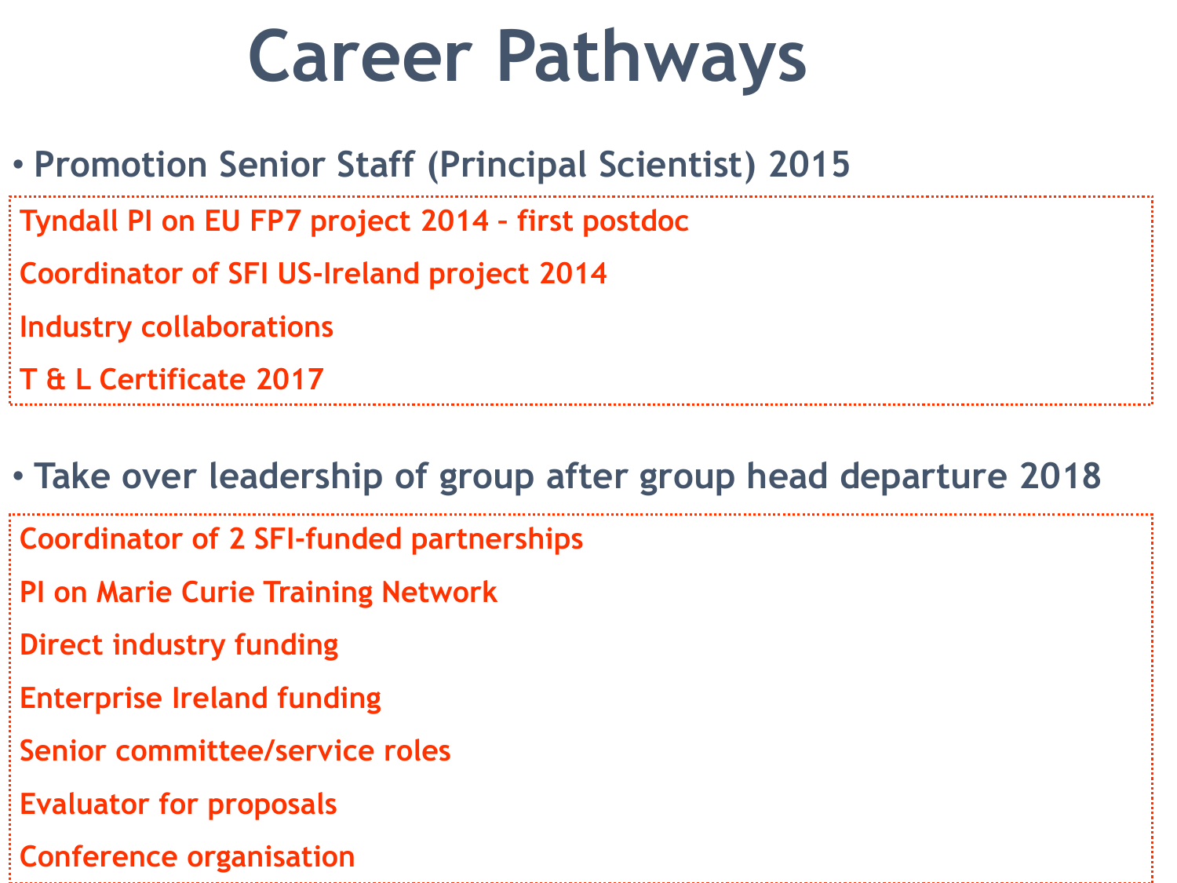# Career Pathways

- **Promotion Senior Staff (Principal Scientist) 2015**

  Tyndall PI on EU FP7 project 2014 - first postdoc

  Coordinator of SFI US-Ireland project 2014

  Industry collaborations

  T & L Certificate 2017

- **Take over leadership of group after group head departure 2018**

  Coordinator of 2 SFI-funded partnerships

  PI on Marie Curie Training Network

  Direct industry funding

  Enterprise Ireland funding

  Senior committee/service roles

  Evaluator for proposals

  Conference organisation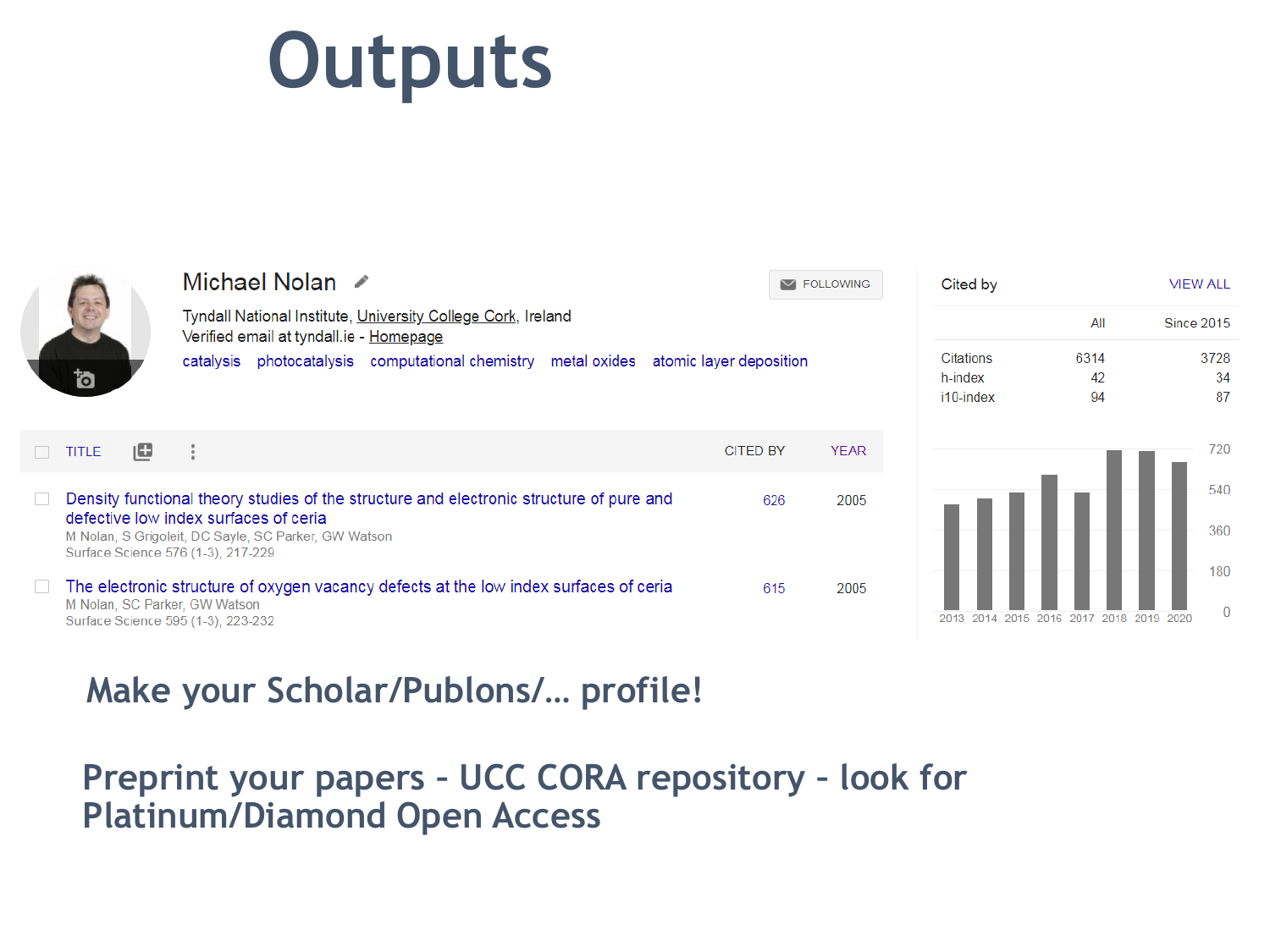# Outputs

Michael Nolan

Tyndall National Institute, University College Cork, Ireland
Verified email at tyndall.ie - Homepage

catalysis   photocatalysis   computational chemistry   metal oxides   atomic layer deposition

FOLLOWING

| TITLE | CITED BY | YEAR |
| --- | --- | --- |
| Density functional theory studies of the structure and electronic structure of pure and defective low index surfaces of ceria<br>M Nolan, S Grigoleit, DC Sayle, SC Parker, GW Watson<br>Surface Science 576 (1-3), 217-229 | 626 | 2005 |
| The electronic structure of oxygen vacancy defects at the low index surfaces of ceria<br>M Nolan, SC Parker, GW Watson<br>Surface Science 595 (1-3), 223-232 | 615 | 2005 |

Cited by — VIEW ALL

| | All | Since 2015 |
| --- | --- | --- |
| Citations | 6314 | 3728 |
| h-index | 42 | 34 |
| i10-index | 94 | 87 |

## Make your Scholar/Publons/... profile!

## Preprint your papers – UCC CORA repository – look for Platinum/Diamond Open Access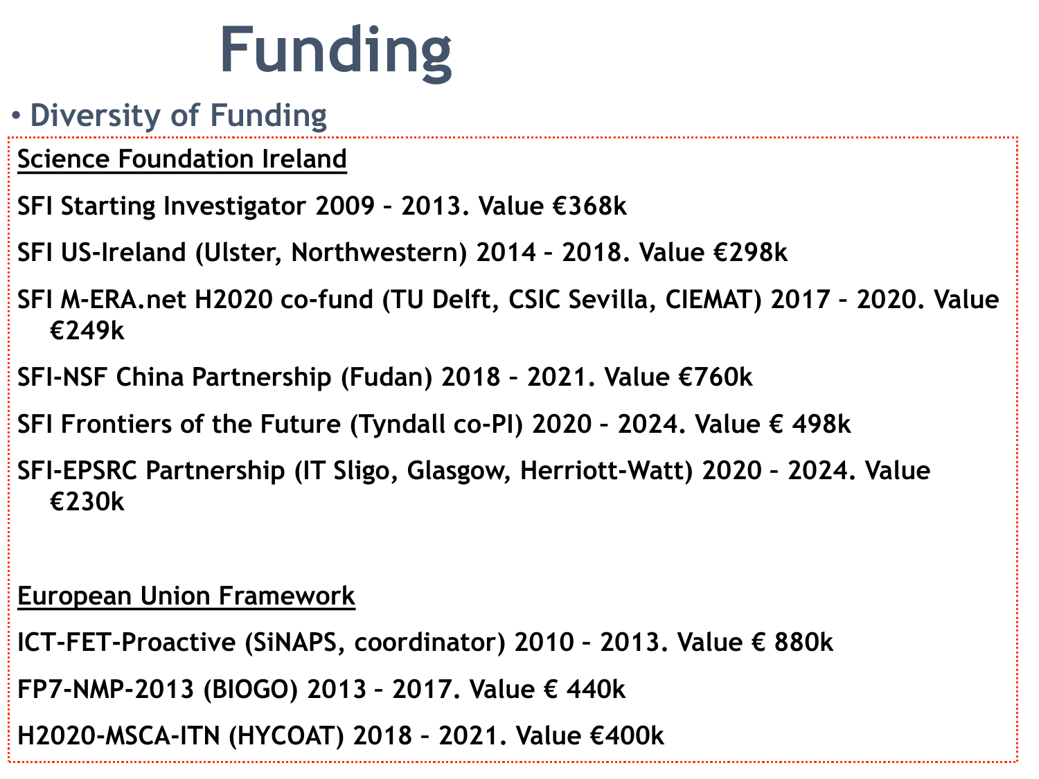# Funding

- **Diversity of Funding**

**<u>Science Foundation Ireland</u>**

**SFI Starting Investigator 2009 – 2013. Value €368k**

**SFI US-Ireland (Ulster, Northwestern) 2014 – 2018. Value €298k**

**SFI M-ERA.net H2020 co-fund (TU Delft, CSIC Sevilla, CIEMAT) 2017 – 2020. Value €249k**

**SFI-NSF China Partnership (Fudan) 2018 – 2021. Value €760k**

**SFI Frontiers of the Future (Tyndall co-PI) 2020 – 2024. Value € 498k**

**SFI-EPSRC Partnership (IT Sligo, Glasgow, Herriott-Watt) 2020 – 2024. Value €230k**

**<u>European Union Framework</u>**

**ICT-FET-Proactive (SiNAPS, coordinator) 2010 – 2013. Value € 880k**

**FP7-NMP-2013 (BIOGO) 2013 – 2017. Value € 440k**

**H2020-MSCA-ITN (HYCOAT) 2018 – 2021. Value €400k**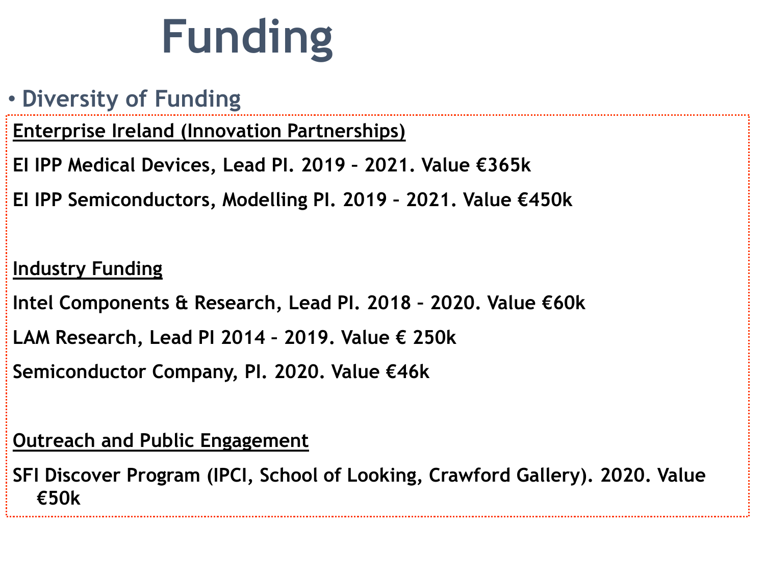# Funding

- Diversity of Funding

Enterprise Ireland (Innovation Partnerships)

**EI IPP Medical Devices, Lead PI. 2019 – 2021. Value €365k**

**EI IPP Semiconductors, Modelling PI. 2019 – 2021. Value €450k**

Industry Funding

**Intel Components & Research, Lead PI. 2018 – 2020. Value €60k**

**LAM Research, Lead PI 2014 – 2019. Value € 250k**

**Semiconductor Company, PI. 2020. Value €46k**

Outreach and Public Engagement

**SFI Discover Program (IPCI, School of Looking, Crawford Gallery). 2020. Value €50k**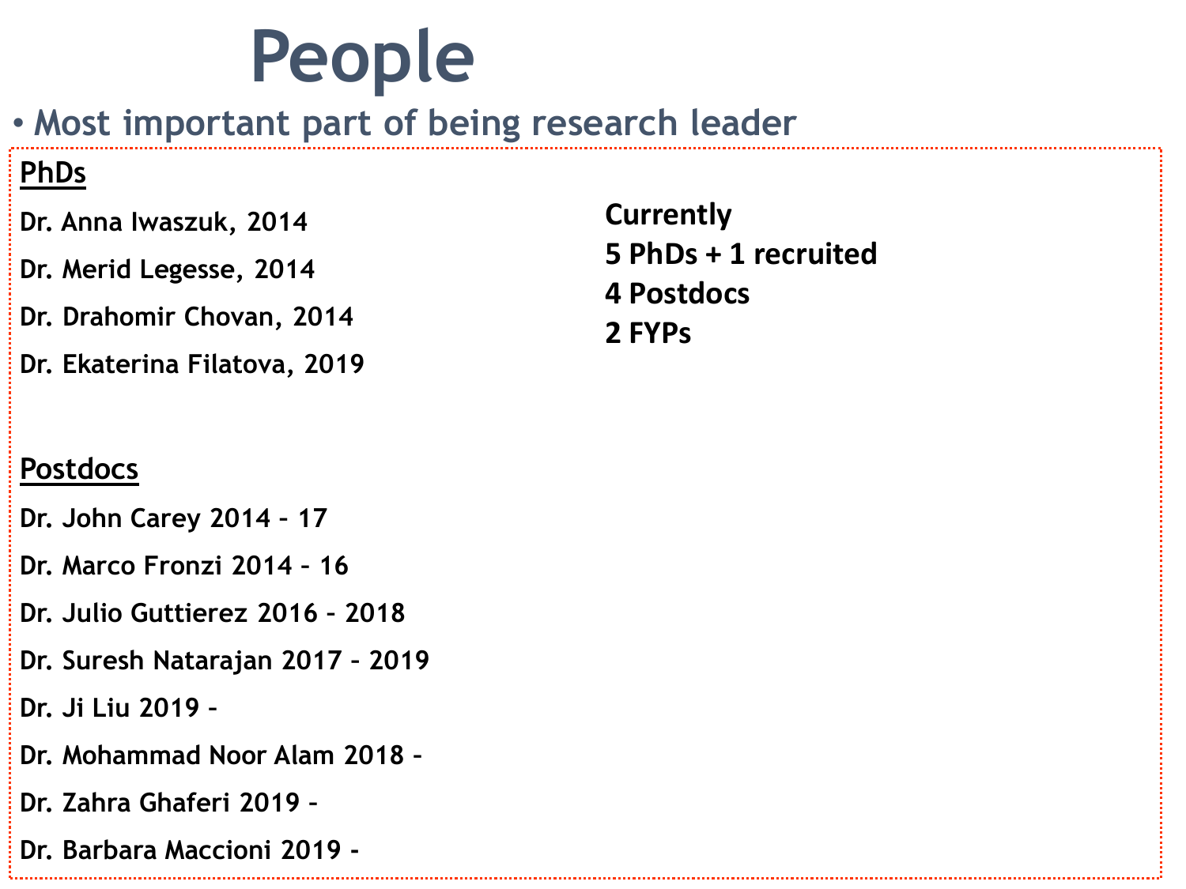# People

- Most important part of being research leader

**PhDs**

Dr. Anna Iwaszuk, 2014

Dr. Merid Legesse, 2014

Dr. Drahomir Chovan, 2014

Dr. Ekaterina Filatova, 2019

**Postdocs**

Dr. John Carey 2014 – 17

Dr. Marco Fronzi 2014 – 16

Dr. Julio Guttierez 2016 – 2018

Dr. Suresh Natarajan 2017 – 2019

Dr. Ji Liu 2019 –

Dr. Mohammad Noor Alam 2018 –

Dr. Zahra Ghaferi 2019 –

Dr. Barbara Maccioni 2019 -

**Currently**
**5 PhDs + 1 recruited**
**4 Postdocs**
**2 FYPs**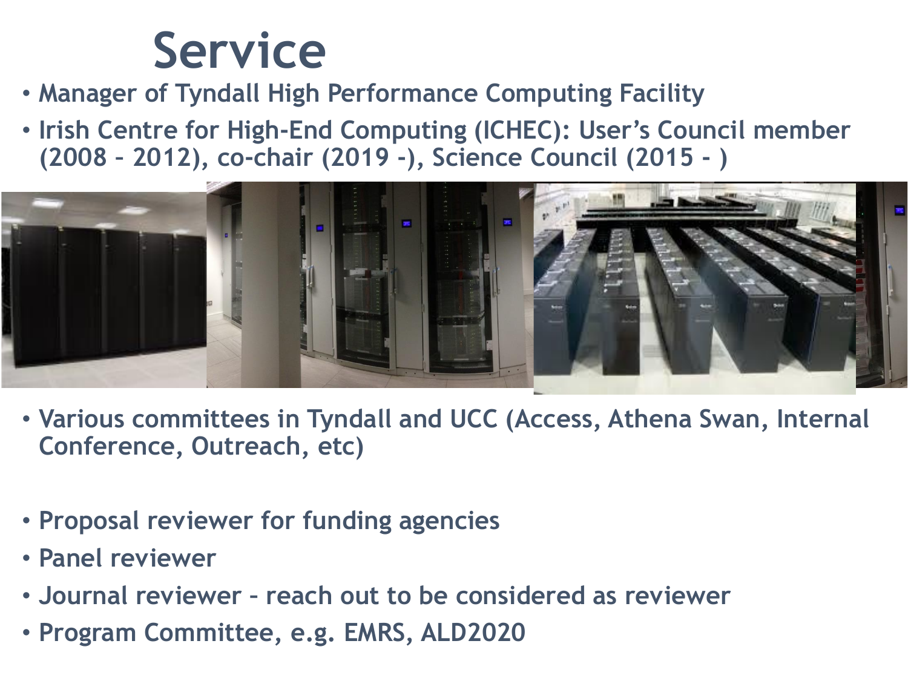# Service

- Manager of Tyndall High Performance Computing Facility
- Irish Centre for High-End Computing (ICHEC): User's Council member (2008 – 2012), co-chair (2019 -), Science Council (2015 - )

- Various committees in Tyndall and UCC (Access, Athena Swan, Internal Conference, Outreach, etc)

- Proposal reviewer for funding agencies
- Panel reviewer
- Journal reviewer – reach out to be considered as reviewer
- Program Committee, e.g. EMRS, ALD2020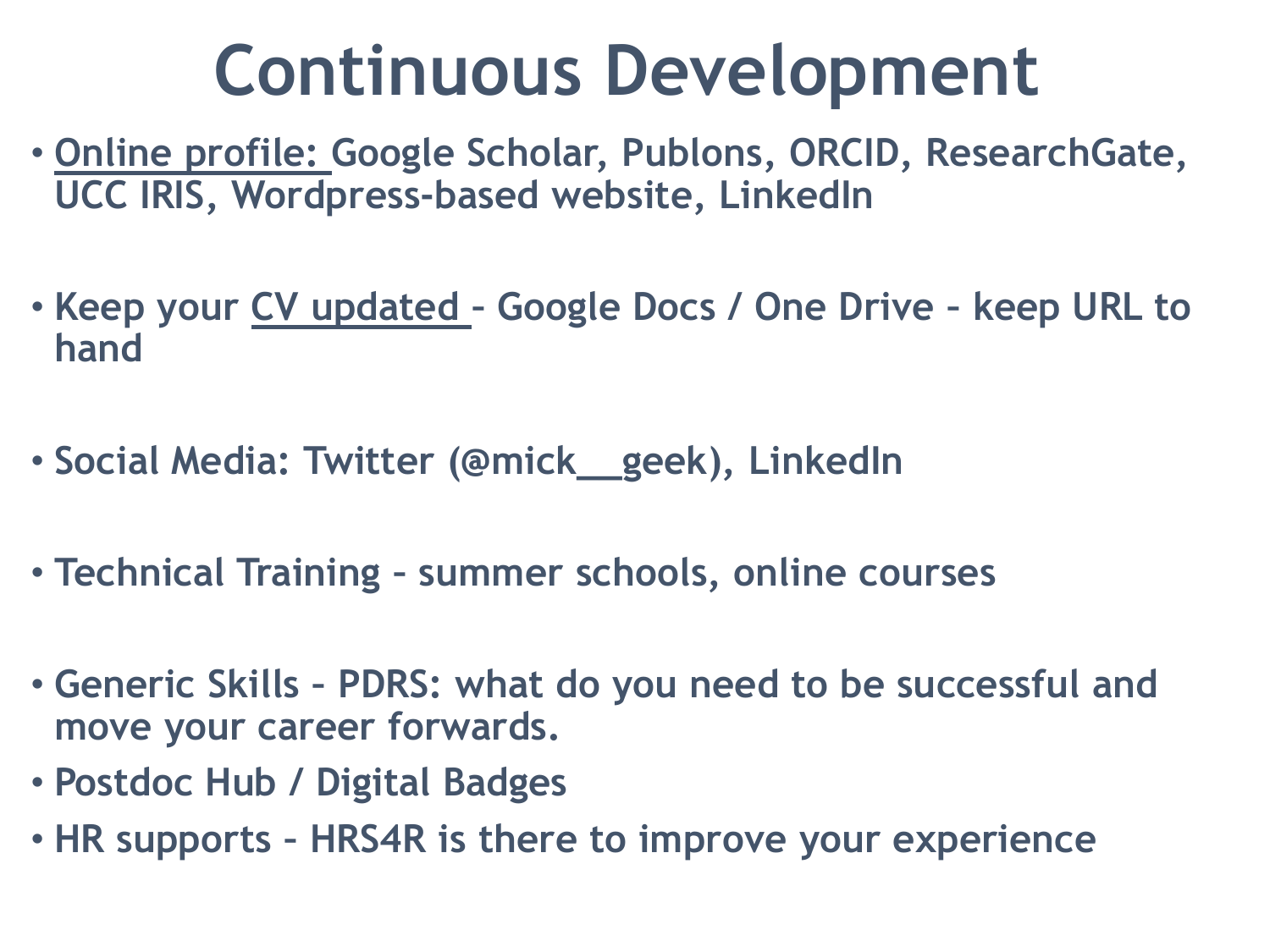# Continuous Development

- <u>Online profile:</u> Google Scholar, Publons, ORCID, ResearchGate, UCC IRIS, Wordpress-based website, LinkedIn
- Keep your <u>CV updated</u> – Google Docs / One Drive – keep URL to hand
- Social Media: Twitter (@mick__geek), LinkedIn
- Technical Training – summer schools, online courses
- Generic Skills – PDRS: what do you need to be successful and move your career forwards.
- Postdoc Hub / Digital Badges
- HR supports – HRS4R is there to improve your experience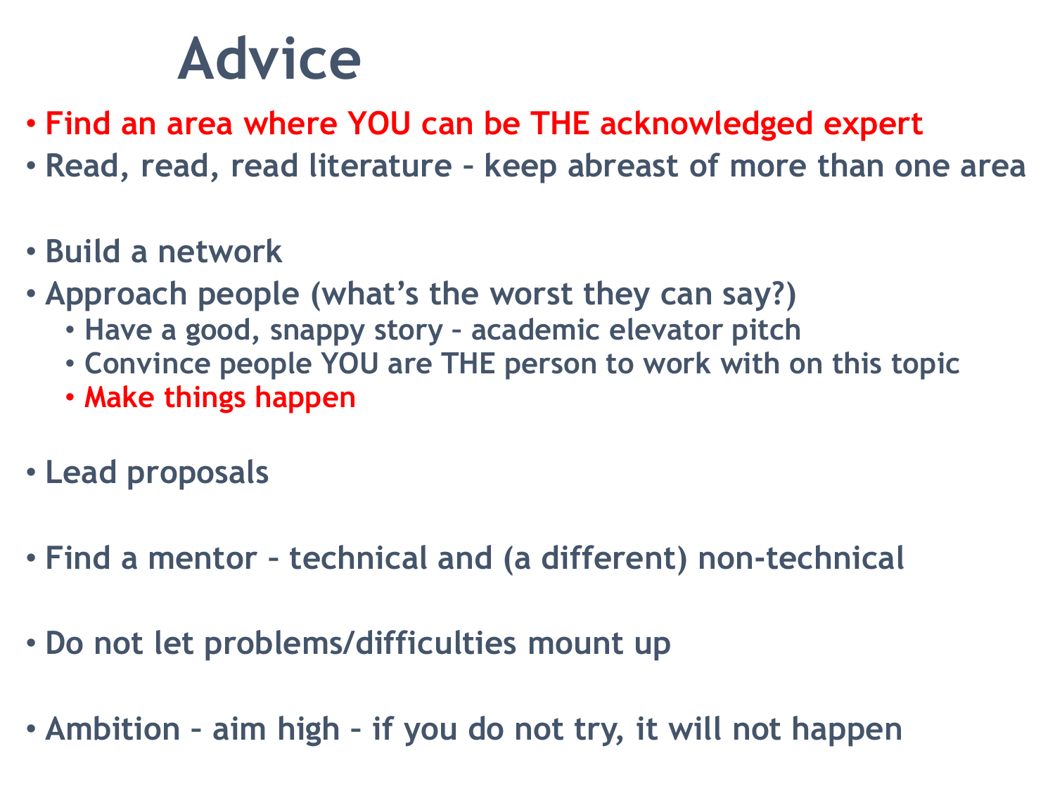# Advice

- **Find an area where YOU can be THE acknowledged expert**
- Read, read, read literature – keep abreast of more than one area

- Build a network
- Approach people (what's the worst they can say?)
  - Have a good, snappy story – academic elevator pitch
  - Convince people YOU are THE person to work with on this topic
  - **Make things happen**

- Lead proposals

- Find a mentor – technical and (a different) non-technical

- Do not let problems/difficulties mount up

- Ambition – aim high – if you do not try, it will not happen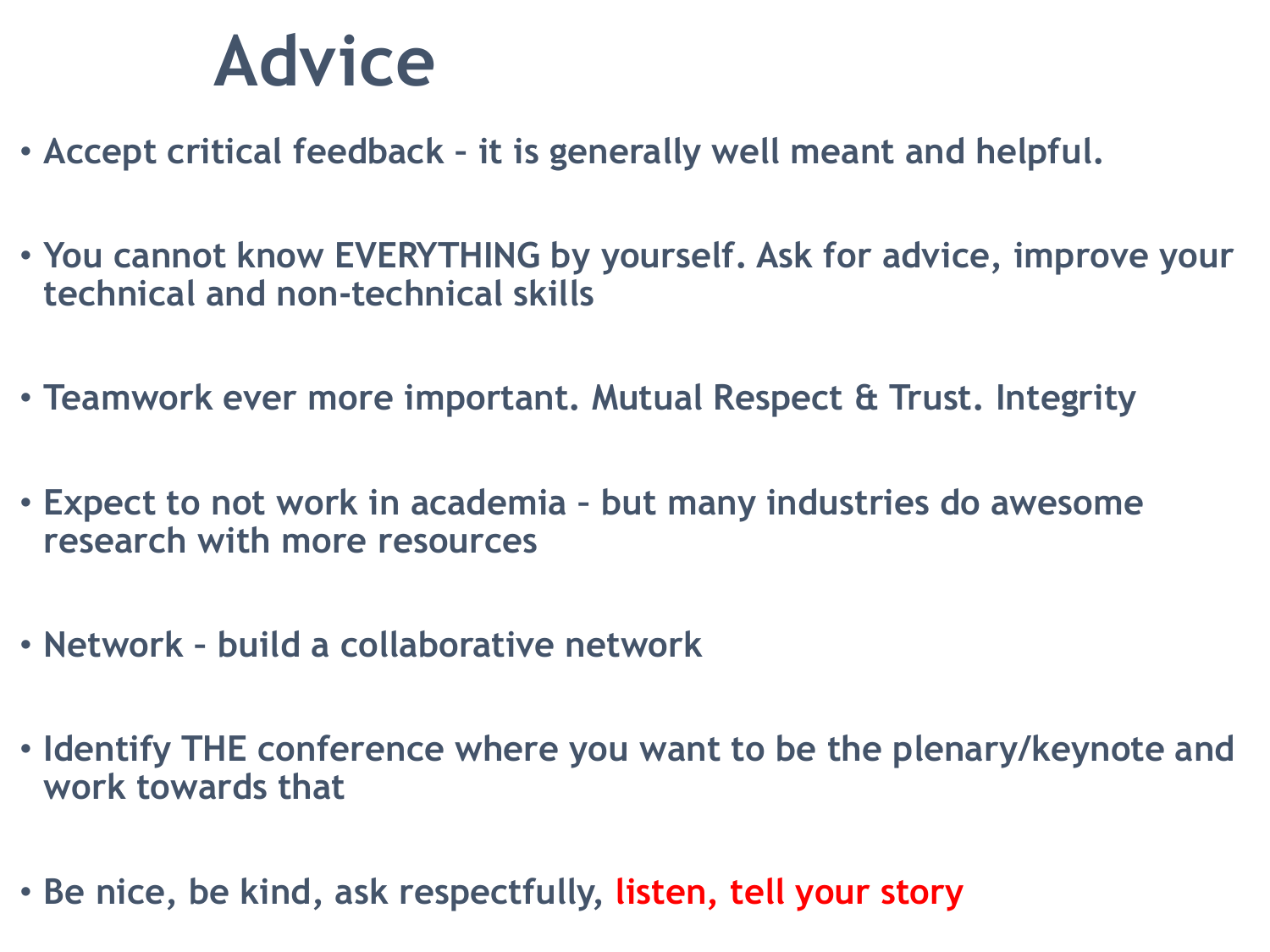# Advice

- Accept critical feedback – it is generally well meant and helpful.
- You cannot know EVERYTHING by yourself. Ask for advice, improve your technical and non-technical skills
- Teamwork ever more important. Mutual Respect & Trust. Integrity
- Expect to not work in academia – but many industries do awesome research with more resources
- Network – build a collaborative network
- Identify THE conference where you want to be the plenary/keynote and work towards that
- Be nice, be kind, ask respectfully, listen, tell your story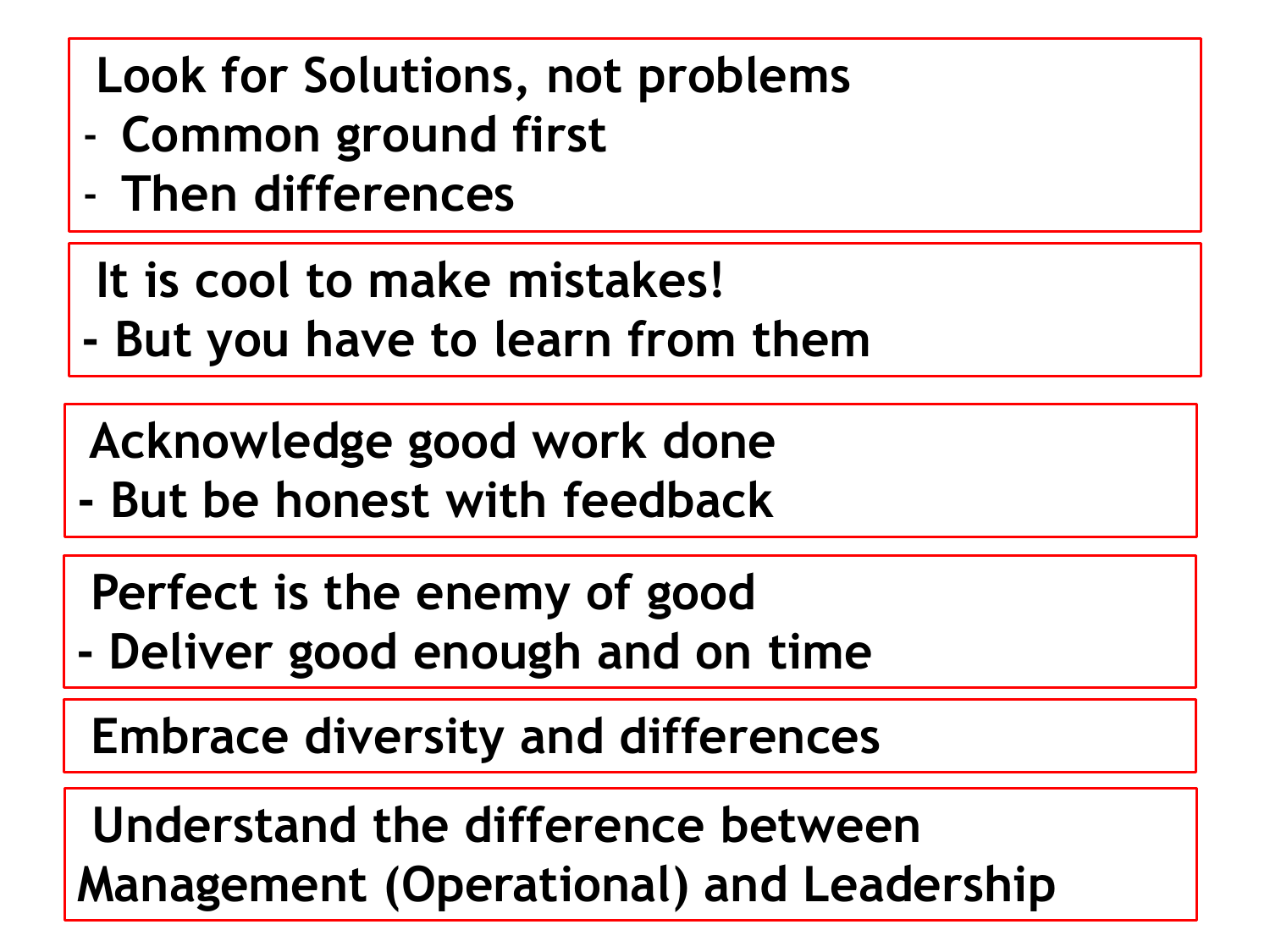**Look for Solutions, not problems**

- **Common ground first**
- **Then differences**

**It is cool to make mistakes!**

- **But you have to learn from them**

**Acknowledge good work done**

- **But be honest with feedback**

**Perfect is the enemy of good**

- **Deliver good enough and on time**

**Embrace diversity and differences**

**Understand the difference between Management (Operational) and Leadership**